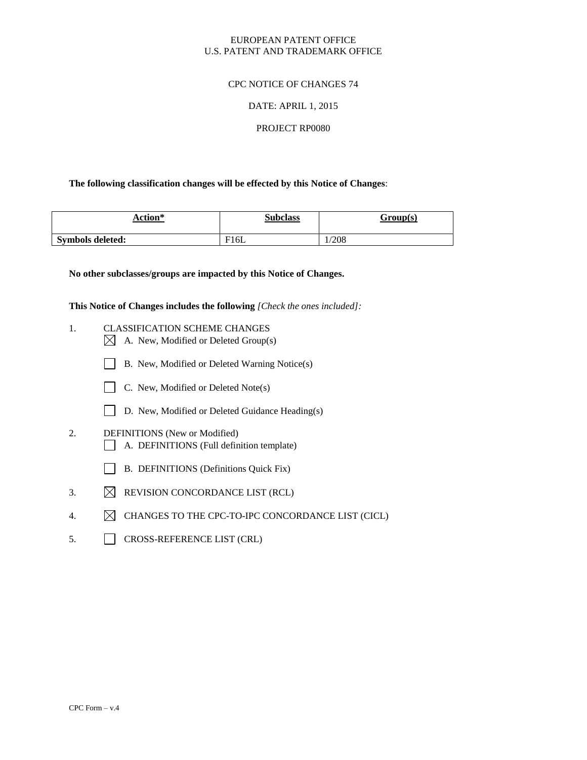EUROPEAN PATENT OFFICE
U.S. PATENT AND TRADEMARK OFFICE

CPC NOTICE OF CHANGES 74

DATE: APRIL 1, 2015

PROJECT RP0080

**The following classification changes will be effected by this Notice of Changes**:

| Action* | Subclass | Group(s) |
|---|---|---|
| **Symbols deleted:** | F16L | 1/208 |

**No other subclasses/groups are impacted by this Notice of Changes.**

**This Notice of Changes includes the following** *[Check the ones included]:*

1. CLASSIFICATION SCHEME CHANGES
   - ☒ A. New, Modified or Deleted Group(s)
   - ☐ B. New, Modified or Deleted Warning Notice(s)
   - ☐ C. New, Modified or Deleted Note(s)
   - ☐ D. New, Modified or Deleted Guidance Heading(s)
2. DEFINITIONS (New or Modified)
   - ☐ A. DEFINITIONS (Full definition template)
   - ☐ B. DEFINITIONS (Definitions Quick Fix)
3. ☒ REVISION CONCORDANCE LIST (RCL)
4. ☒ CHANGES TO THE CPC-TO-IPC CONCORDANCE LIST (CICL)
5. ☐ CROSS-REFERENCE LIST (CRL)

CPC Form – v.4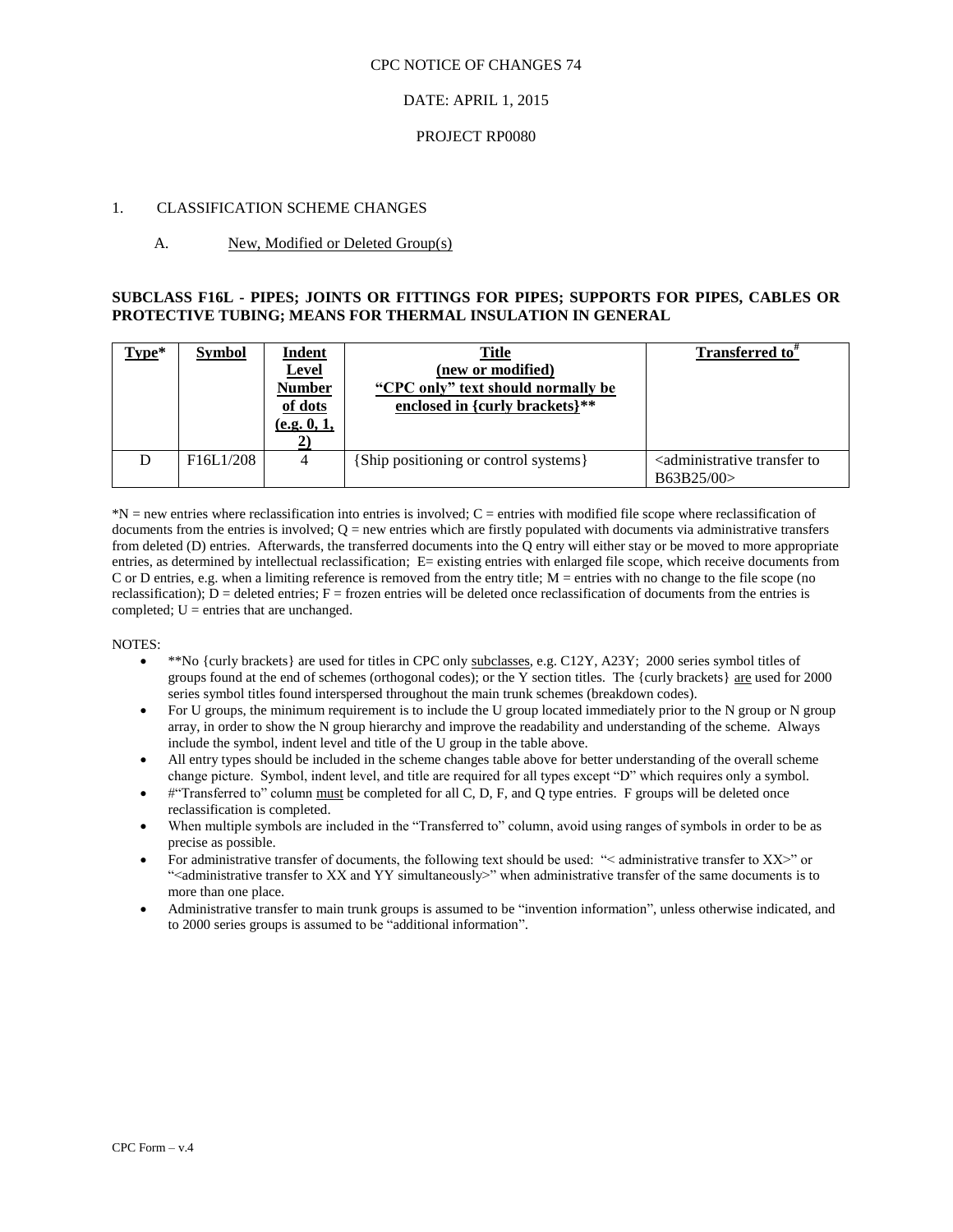CPC NOTICE OF CHANGES 74

DATE: APRIL 1, 2015

PROJECT RP0080

1. CLASSIFICATION SCHEME CHANGES

A. New, Modified or Deleted Group(s)

**SUBCLASS F16L - PIPES; JOINTS OR FITTINGS FOR PIPES; SUPPORTS FOR PIPES, CABLES OR PROTECTIVE TUBING; MEANS FOR THERMAL INSULATION IN GENERAL**

| Type* | Symbol | Indent Level Number of dots (e.g. 0, 1, 2) | Title (new or modified) "CPC only" text should normally be enclosed in {curly brackets}** | Transferred to# |
|---|---|---|---|---|
| D | F16L1/208 | 4 | {Ship positioning or control systems} | <administrative transfer to B63B25/00> |

*N = new entries where reclassification into entries is involved; C = entries with modified file scope where reclassification of documents from the entries is involved; Q = new entries which are firstly populated with documents via administrative transfers from deleted (D) entries. Afterwards, the transferred documents into the Q entry will either stay or be moved to more appropriate entries, as determined by intellectual reclassification; E= existing entries with enlarged file scope, which receive documents from C or D entries, e.g. when a limiting reference is removed from the entry title; M = entries with no change to the file scope (no reclassification); D = deleted entries; F = frozen entries will be deleted once reclassification of documents from the entries is completed; U = entries that are unchanged.

NOTES:

- **No {curly brackets} are used for titles in CPC only subclasses, e.g. C12Y, A23Y; 2000 series symbol titles of groups found at the end of schemes (orthogonal codes); or the Y section titles. The {curly brackets} are used for 2000 series symbol titles found interspersed throughout the main trunk schemes (breakdown codes).
- For U groups, the minimum requirement is to include the U group located immediately prior to the N group or N group array, in order to show the N group hierarchy and improve the readability and understanding of the scheme. Always include the symbol, indent level and title of the U group in the table above.
- All entry types should be included in the scheme changes table above for better understanding of the overall scheme change picture. Symbol, indent level, and title are required for all types except "D" which requires only a symbol.
- #"Transferred to" column must be completed for all C, D, F, and Q type entries. F groups will be deleted once reclassification is completed.
- When multiple symbols are included in the "Transferred to" column, avoid using ranges of symbols in order to be as precise as possible.
- For administrative transfer of documents, the following text should be used: "< administrative transfer to XX>" or "<administrative transfer to XX and YY simultaneously>" when administrative transfer of the same documents is to more than one place.
- Administrative transfer to main trunk groups is assumed to be "invention information", unless otherwise indicated, and to 2000 series groups is assumed to be "additional information".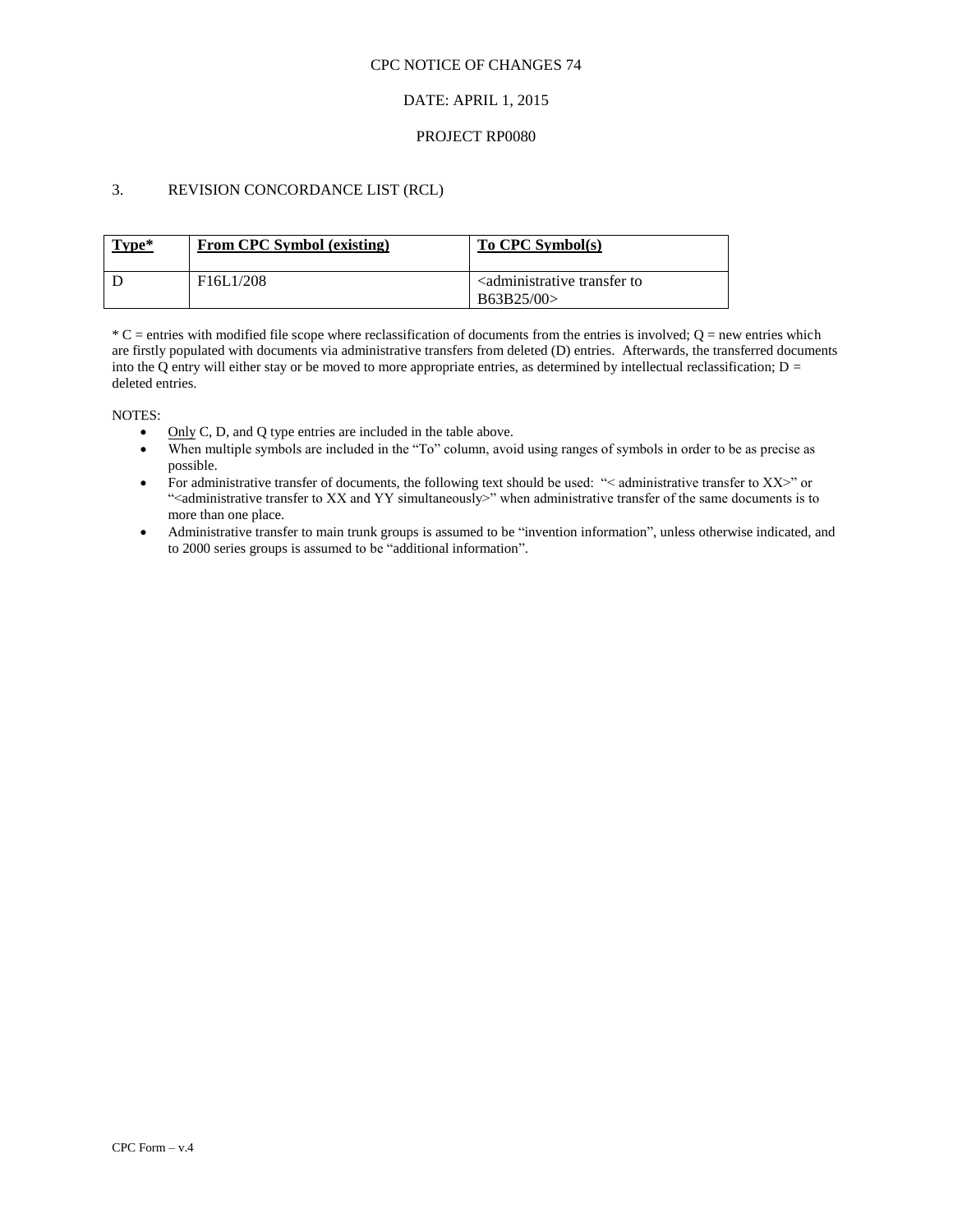CPC NOTICE OF CHANGES 74

DATE: APRIL 1, 2015

PROJECT RP0080

## 3. REVISION CONCORDANCE LIST (RCL)

| **Type*** | **From CPC Symbol (existing)** | **To CPC Symbol(s)** |
|---|---|---|
| D | F16L1/208 | <administrative transfer to B63B25/00> |

* C = entries with modified file scope where reclassification of documents from the entries is involved; Q = new entries which are firstly populated with documents via administrative transfers from deleted (D) entries. Afterwards, the transferred documents into the Q entry will either stay or be moved to more appropriate entries, as determined by intellectual reclassification; D = deleted entries.

NOTES:

- Only C, D, and Q type entries are included in the table above.
- When multiple symbols are included in the "To" column, avoid using ranges of symbols in order to be as precise as possible.
- For administrative transfer of documents, the following text should be used: "< administrative transfer to XX>" or "<administrative transfer to XX and YY simultaneously>" when administrative transfer of the same documents is to more than one place.
- Administrative transfer to main trunk groups is assumed to be "invention information", unless otherwise indicated, and to 2000 series groups is assumed to be "additional information".

CPC Form – v.4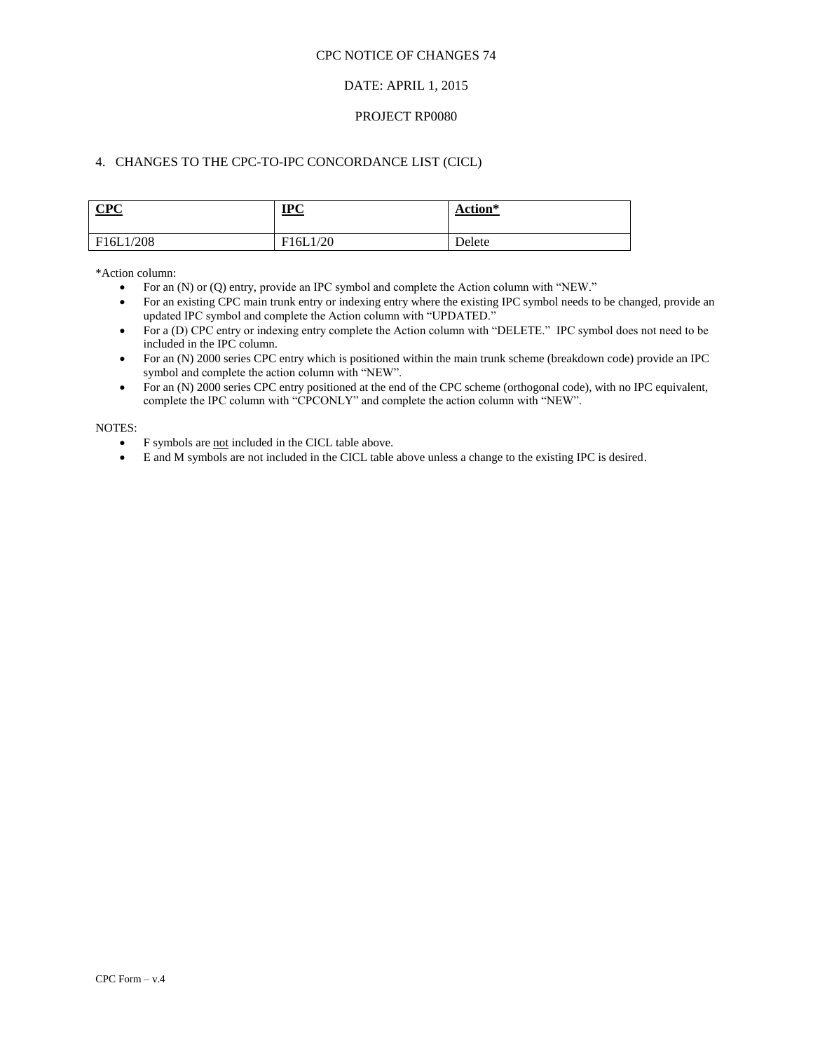CPC NOTICE OF CHANGES 74

DATE: APRIL 1, 2015

PROJECT RP0080

## 4. CHANGES TO THE CPC-TO-IPC CONCORDANCE LIST (CICL)

| **CPC** | **IPC** | **Action*** |
|---|---|---|
| F16L1/208 | F16L1/20 | Delete |

*Action column:

- For an (N) or (Q) entry, provide an IPC symbol and complete the Action column with "NEW."
- For an existing CPC main trunk entry or indexing entry where the existing IPC symbol needs to be changed, provide an updated IPC symbol and complete the Action column with "UPDATED."
- For a (D) CPC entry or indexing entry complete the Action column with "DELETE." IPC symbol does not need to be included in the IPC column.
- For an (N) 2000 series CPC entry which is positioned within the main trunk scheme (breakdown code) provide an IPC symbol and complete the action column with "NEW".
- For an (N) 2000 series CPC entry positioned at the end of the CPC scheme (orthogonal code), with no IPC equivalent, complete the IPC column with "CPCONLY" and complete the action column with "NEW".

NOTES:

- F symbols are not included in the CICL table above.
- E and M symbols are not included in the CICL table above unless a change to the existing IPC is desired.

CPC Form – v.4